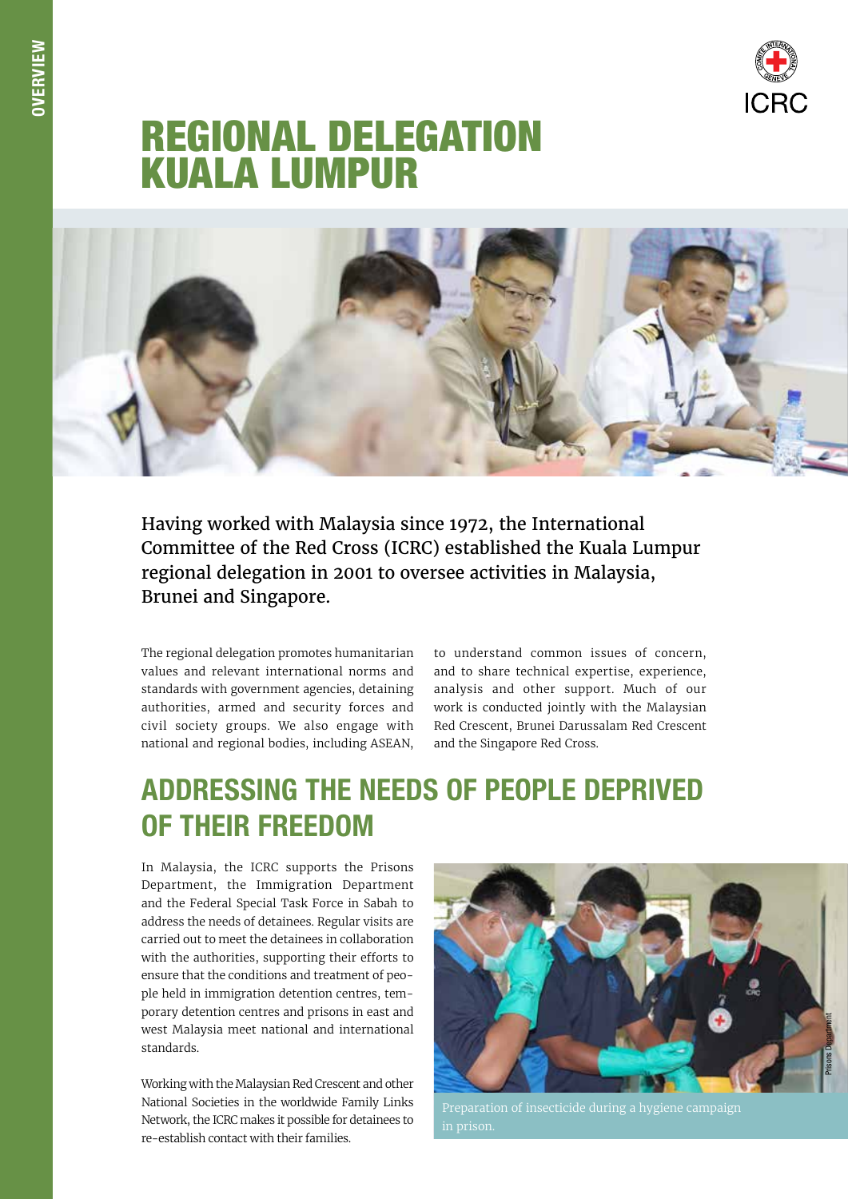# REGIONAL DELEGATION KUALA LUMPUR

Having worked with Malaysia since 1972, the International Committee of the Red Cross (ICRC) established the Kuala Lumpur regional delegation in 2001 to oversee activities in Malaysia, Brunei and Singapore.

The regional delegation promotes humanitarian values and relevant international norms and standards with government agencies, detaining authorities, armed and security forces and civil society groups. We also engage with national and regional bodies, including ASEAN, to understand common issues of concern, and to share technical expertise, experience, analysis and other support. Much of our work is conducted jointly with the Malaysian Red Crescent, Brunei Darussalam Red Crescent and the Singapore Red Cross.

## ADDRESSING THE NEEDS OF PEOPLE DEPRIVED OF THEIR FREEDOM

In Malaysia, the ICRC supports the Prisons Department, the Immigration Department and the Federal Special Task Force in Sabah to address the needs of detainees. Regular visits are carried out to meet the detainees in collaboration with the authorities, supporting their efforts to ensure that the conditions and treatment of people held in immigration detention centres, temporary detention centres and prisons in east and west Malaysia meet national and international standards.

Working with the Malaysian Red Crescent and other National Societies in the worldwide Family Links Network, the ICRC makes it possible for detainees to re-establish contact with their families.

Prisons Department

Preparation of insecticide during a hygiene campaign in prison.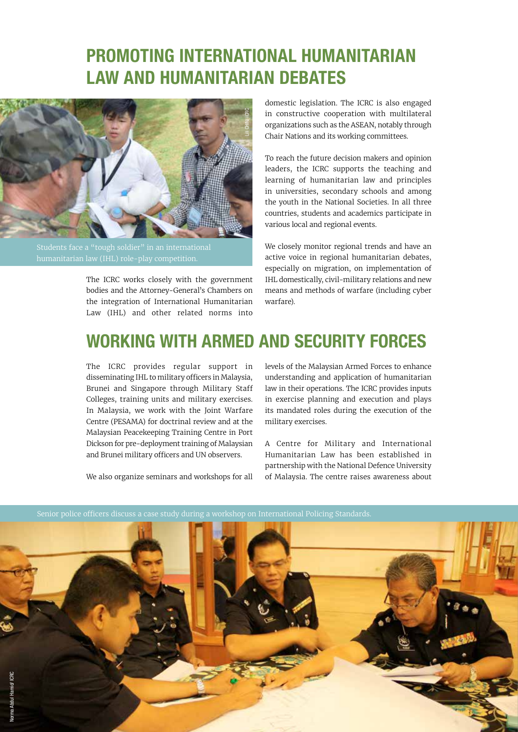## PROMOTING INTERNATIONAL HUMANITARIAN LAW AND HUMANITARIAN DEBATES

Students face a "tough soldier" in an international humanitarian law (IHL) role-play competition.

The ICRC works closely with the government bodies and the Attorney-General's Chambers on the integration of International Humanitarian Law (IHL) and other related norms into domestic legislation. The ICRC is also engaged in constructive cooperation with multilateral organizations such as the ASEAN, notably through Chair Nations and its working committees.

To reach the future decision makers and opinion leaders, the ICRC supports the teaching and learning of humanitarian law and principles in universities, secondary schools and among the youth in the National Societies. In all three countries, students and academics participate in various local and regional events.

We closely monitor regional trends and have an active voice in regional humanitarian debates, especially on migration, on implementation of IHL domestically, civil-military relations and new means and methods of warfare (including cyber warfare).

## WORKING WITH ARMED AND SECURITY FORCES

The ICRC provides regular support in disseminating IHL to military officers in Malaysia, Brunei and Singapore through Military Staff Colleges, training units and military exercises. In Malaysia, we work with the Joint Warfare Centre (PESAMA) for doctrinal review and at the Malaysian Peacekeeping Training Centre in Port Dickson for pre-deployment training of Malaysian and Brunei military officers and UN observers.

We also organize seminars and workshops for all levels of the Malaysian Armed Forces to enhance understanding and application of humanitarian law in their operations. The ICRC provides inputs in exercise planning and execution and plays its mandated roles during the execution of the military exercises.

A Centre for Military and International Humanitarian Law has been established in partnership with the National Defence University of Malaysia. The centre raises awareness about

Senior police officers discuss a case study during a workshop on International Policing Standards.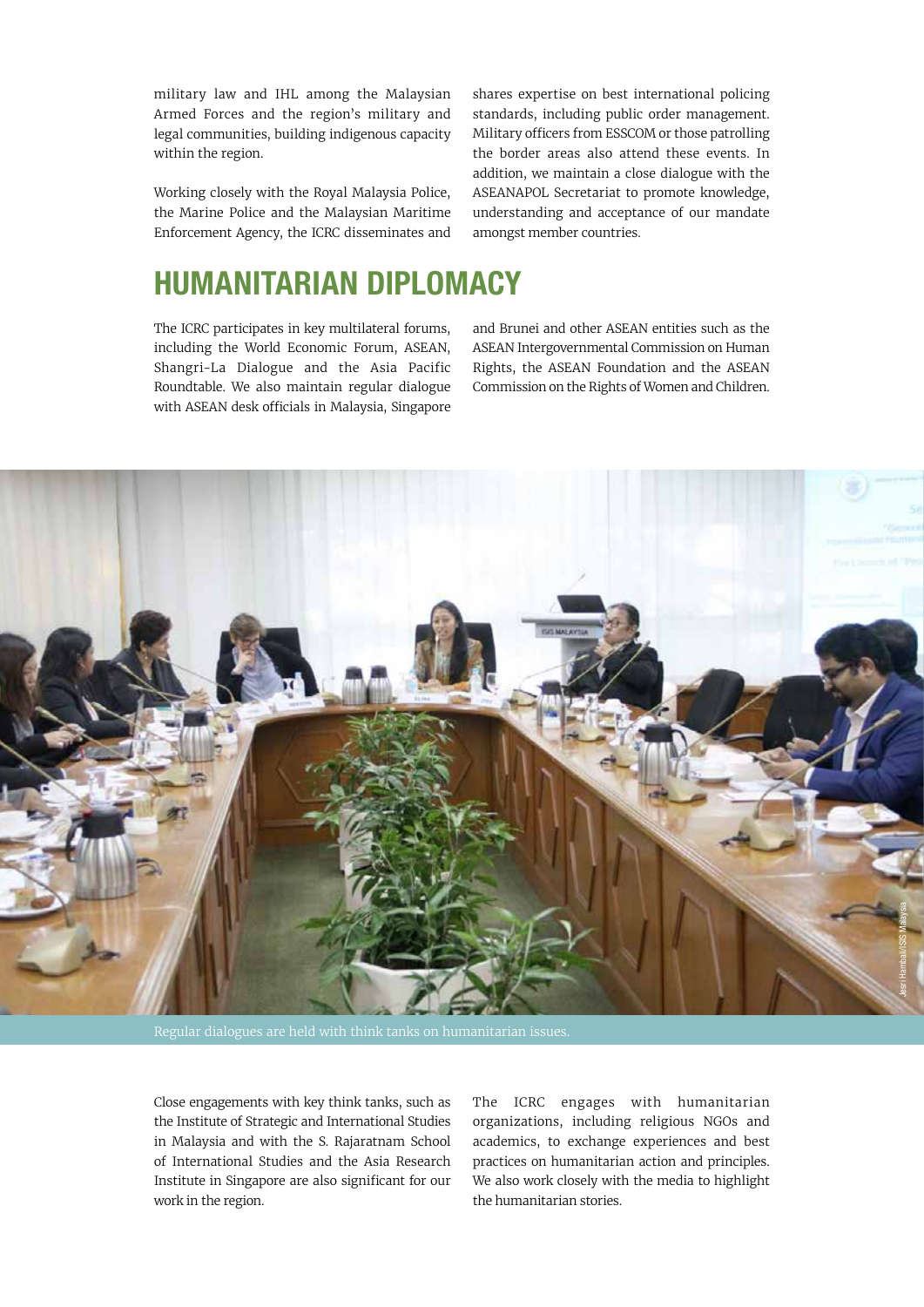military law and IHL among the Malaysian Armed Forces and the region's military and legal communities, building indigenous capacity within the region.

Working closely with the Royal Malaysia Police, the Marine Police and the Malaysian Maritime Enforcement Agency, the ICRC disseminates and shares expertise on best international policing standards, including public order management. Military officers from ESSCOM or those patrolling the border areas also attend these events. In addition, we maintain a close dialogue with the ASEANAPOL Secretariat to promote knowledge, understanding and acceptance of our mandate amongst member countries.

## HUMANITARIAN DIPLOMACY

The ICRC participates in key multilateral forums, including the World Economic Forum, ASEAN, Shangri-La Dialogue and the Asia Pacific Roundtable. We also maintain regular dialogue with ASEAN desk officials in Malaysia, Singapore and Brunei and other ASEAN entities such as the ASEAN Intergovernmental Commission on Human Rights, the ASEAN Foundation and the ASEAN Commission on the Rights of Women and Children.

Jesri Hambali/ISIS Malaysia

Regular dialogues are held with think tanks on humanitarian issues.

Close engagements with key think tanks, such as the Institute of Strategic and International Studies in Malaysia and with the S. Rajaratnam School of International Studies and the Asia Research Institute in Singapore are also significant for our work in the region.

The ICRC engages with humanitarian organizations, including religious NGOs and academics, to exchange experiences and best practices on humanitarian action and principles. We also work closely with the media to highlight the humanitarian stories.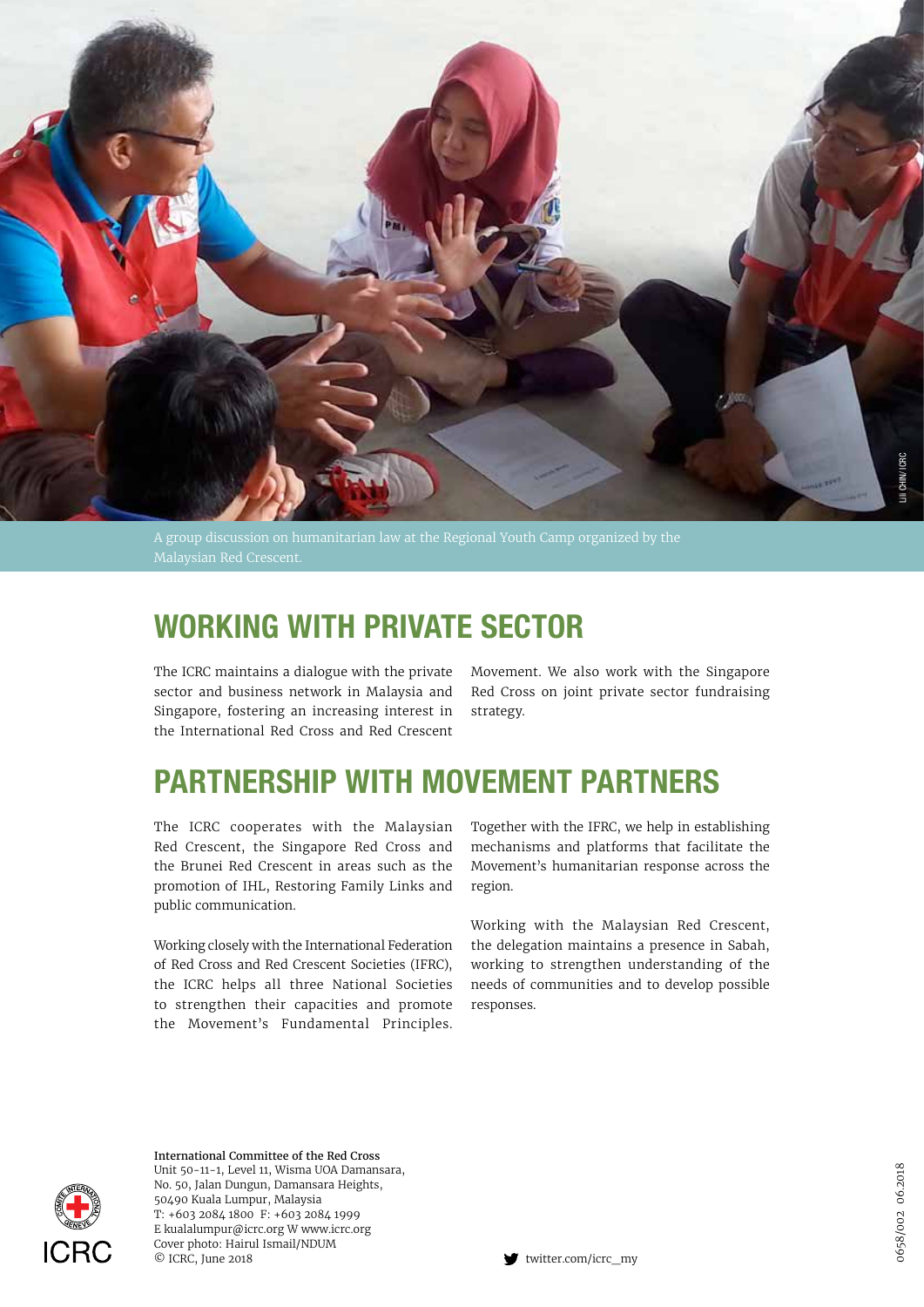A group discussion on humanitarian law at the Regional Youth Camp organized by the Malaysian Red Crescent.

## WORKING WITH PRIVATE SECTOR

The ICRC maintains a dialogue with the private sector and business network in Malaysia and Singapore, fostering an increasing interest in the International Red Cross and Red Crescent Movement. We also work with the Singapore Red Cross on joint private sector fundraising strategy.

## PARTNERSHIP WITH MOVEMENT PARTNERS

The ICRC cooperates with the Malaysian Red Crescent, the Singapore Red Cross and the Brunei Red Crescent in areas such as the promotion of IHL, Restoring Family Links and public communication.

Working closely with the International Federation of Red Cross and Red Crescent Societies (IFRC), the ICRC helps all three National Societies to strengthen their capacities and promote the Movement's Fundamental Principles. Together with the IFRC, we help in establishing mechanisms and platforms that facilitate the Movement's humanitarian response across the region.

Working with the Malaysian Red Crescent, the delegation maintains a presence in Sabah, working to strengthen understanding of the needs of communities and to develop possible responses.

**International Committee of the Red Cross**
Unit 50-11-1, Level 11, Wisma UOA Damansara,
No. 50, Jalan Dungun, Damansara Heights,
50490 Kuala Lumpur, Malaysia
T: +603 2084 1800 F: +603 2084 1999
E kualalumpur@icrc.org W www.icrc.org
Cover photo: Hairul Ismail/NDUM
© ICRC, June 2018

twitter.com/icrc_my

0658/002 06.2018